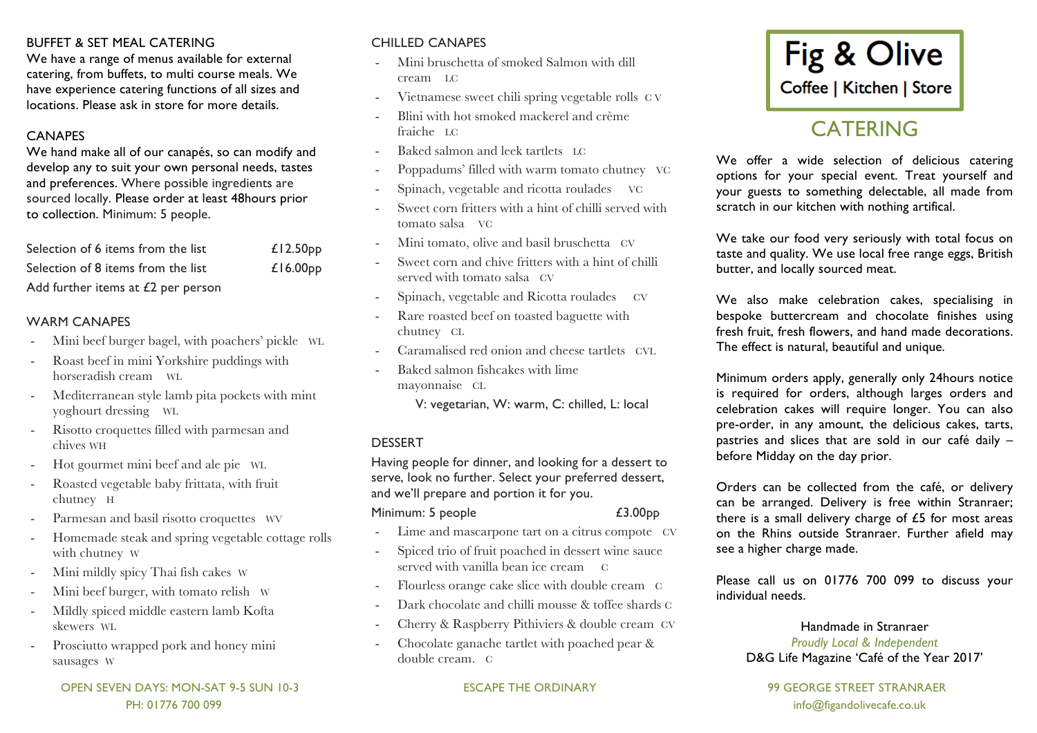## BUFFET & SET MEAL CATERING

We have a range of menus available for external catering, from buffets, to multi course meals. We have experience catering functions of all sizes and locations. Please ask in store for more details.

## CANAPES

We hand make all of our canapés, so can modify and develop any to suit your own personal needs, tastes and preferences. Where possible ingredients are sourced locally. Please order at least 48hours prior to collection. Minimum: 5 people.

| | |
|---|---|
| Selection of 6 items from the list | £12.50pp |
| Selection of 8 items from the list | £16.00pp |
| Add further items at £2 per person | |

## WARM CANAPES

- Mini beef burger bagel, with poachers' pickle WL
- Roast beef in mini Yorkshire puddings with horseradish cream WL
- Mediterranean style lamb pita pockets with mint yoghourt dressing WL
- Risotto croquettes filled with parmesan and chives WH
- Hot gourmet mini beef and ale pie WL
- Roasted vegetable baby frittata, with fruit chutney H
- Parmesan and basil risotto croquettes WV
- Homemade steak and spring vegetable cottage rolls with chutney W
- Mini mildly spicy Thai fish cakes W
- Mini beef burger, with tomato relish W
- Mildly spiced middle eastern lamb Kofta skewers WL
- Prosciutto wrapped pork and honey mini sausages W

## CHILLED CANAPES

- Mini bruschetta of smoked Salmon with dill cream LC
- Vietnamese sweet chili spring vegetable rolls C V
- Blini with hot smoked mackerel and crème fraiche LC
- Baked salmon and leek tartlets LC
- Poppadums' filled with warm tomato chutney VC
- Spinach, vegetable and ricotta roulades VC
- Sweet corn fritters with a hint of chilli served with tomato salsa VC
- Mini tomato, olive and basil bruschetta CV
- Sweet corn and chive fritters with a hint of chilli served with tomato salsa CV
- Spinach, vegetable and Ricotta roulades CV
- Rare roasted beef on toasted baguette with chutney CL
- Caramalised red onion and cheese tartlets CVL
- Baked salmon fishcakes with lime mayonnaise CL

V: vegetarian, W: warm, C: chilled, L: local

## DESSERT

Having people for dinner, and looking for a dessert to serve, look no further. Select your preferred dessert, and we'll prepare and portion it for you.

Minimum: 5 people £3.00pp

- Lime and mascarpone tart on a citrus compote CV
- Spiced trio of fruit poached in dessert wine sauce served with vanilla bean ice cream C
- Flourless orange cake slice with double cream C
- Dark chocolate and chilli mousse & toffee shards C
- Cherry & Raspberry Pithiviers & double cream CV
- Chocolate ganache tartlet with poached pear & double cream. C

# Fig & Olive

**Coffee | Kitchen | Store**

# CATERING

We offer a wide selection of delicious catering options for your special event. Treat yourself and your guests to something delectable, all made from scratch in our kitchen with nothing artifical.

We take our food very seriously with total focus on taste and quality. We use local free range eggs, British butter, and locally sourced meat.

We also make celebration cakes, specialising in bespoke buttercream and chocolate finishes using fresh fruit, fresh flowers, and hand made decorations. The effect is natural, beautiful and unique.

Minimum orders apply, generally only 24hours notice is required for orders, although larges orders and celebration cakes will require longer. You can also pre-order, in any amount, the delicious cakes, tarts, pastries and slices that are sold in our café daily – before Midday on the day prior.

Orders can be collected from the café, or delivery can be arranged. Delivery is free within Stranraer; there is a small delivery charge of £5 for most areas on the Rhins outside Stranraer. Further afield may see a higher charge made.

Please call us on 01776 700 099 to discuss your individual needs.

Handmade in Stranraer

*Proudly Local & Independent*

D&G Life Magazine 'Café of the Year 2017'

OPEN SEVEN DAYS: MON-SAT 9-5 SUN 10-3
PH: 01776 700 099

ESCAPE THE ORDINARY

99 GEORGE STREET STRANRAER
info@figandolivecafe.co.uk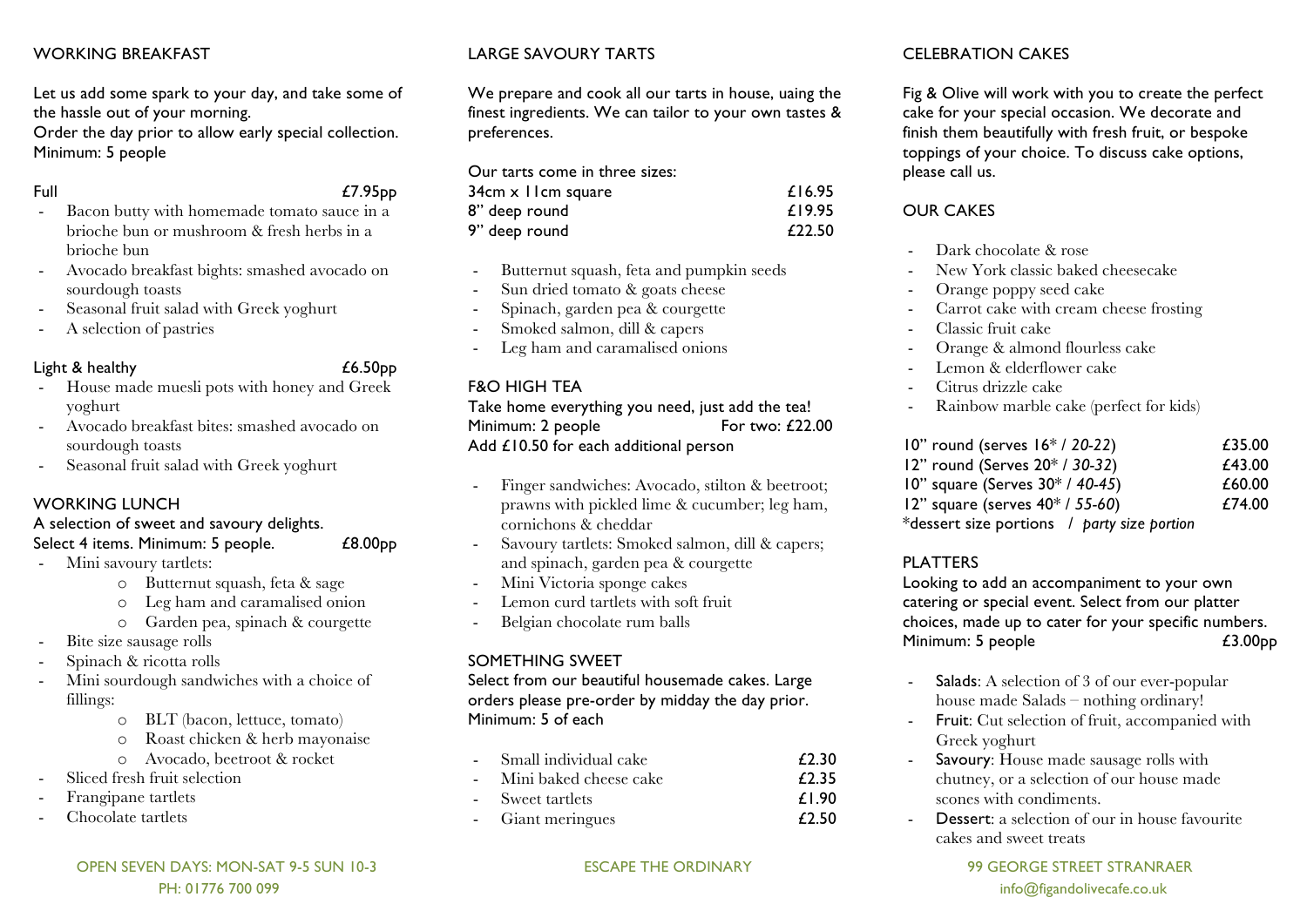## WORKING BREAKFAST

Let us add some spark to your day, and take some of the hassle out of your morning.
Order the day prior to allow early special collection.
Minimum: 5 people

**Full** £7.95pp

- Bacon butty with homemade tomato sauce in a brioche bun or mushroom & fresh herbs in a brioche bun
- Avocado breakfast bights: smashed avocado on sourdough toasts
- Seasonal fruit salad with Greek yoghurt
- A selection of pastries

**Light & healthy** £6.50pp

- House made muesli pots with honey and Greek yoghurt
- Avocado breakfast bites: smashed avocado on sourdough toasts
- Seasonal fruit salad with Greek yoghurt

## WORKING LUNCH

A selection of sweet and savoury delights.
Select 4 items. Minimum: 5 people. £8.00pp

- Mini savoury tartlets:
  - Butternut squash, feta & sage
  - Leg ham and caramalised onion
  - Garden pea, spinach & courgette
- Bite size sausage rolls
- Spinach & ricotta rolls
- Mini sourdough sandwiches with a choice of fillings:
  - BLT (bacon, lettuce, tomato)
  - Roast chicken & herb mayonaise
  - Avocado, beetroot & rocket
- Sliced fresh fruit selection
- Frangipane tartlets
- Chocolate tartlets

## LARGE SAVOURY TARTS

We prepare and cook all our tarts in house, uaing the finest ingredients. We can tailor to your own tastes & preferences.

Our tarts come in three sizes:

| | |
|---|---|
| 34cm x 11cm square | £16.95 |
| 8" deep round | £19.95 |
| 9" deep round | £22.50 |

- Butternut squash, feta and pumpkin seeds
- Sun dried tomato & goats cheese
- Spinach, garden pea & courgette
- Smoked salmon, dill & capers
- Leg ham and caramalised onions

## F&O HIGH TEA

Take home everything you need, just add the tea!
Minimum: 2 people For two: £22.00
Add £10.50 for each additional person

- Finger sandwiches: Avocado, stilton & beetroot; prawns with pickled lime & cucumber; leg ham, cornichons & cheddar
- Savoury tartlets: Smoked salmon, dill & capers; and spinach, garden pea & courgette
- Mini Victoria sponge cakes
- Lemon curd tartlets with soft fruit
- Belgian chocolate rum balls

## SOMETHING SWEET

Select from our beautiful housemade cakes. Large orders please pre-order by midday the day prior.
Minimum: 5 of each

| | |
|---|---|
| Small individual cake | £2.30 |
| Mini baked cheese cake | £2.35 |
| Sweet tartlets | £1.90 |
| Giant meringues | £2.50 |

## CELEBRATION CAKES

Fig & Olive will work with you to create the perfect cake for your special occasion. We decorate and finish them beautifully with fresh fruit, or bespoke toppings of your choice. To discuss cake options, please call us.

### OUR CAKES

- Dark chocolate & rose
- New York classic baked cheesecake
- Orange poppy seed cake
- Carrot cake with cream cheese frosting
- Classic fruit cake
- Orange & almond flourless cake
- Lemon & elderflower cake
- Citrus drizzle cake
- Rainbow marble cake (perfect for kids)

| | |
|---|---|
| 10" round (serves 16* / *20-22*) | £35.00 |
| 12" round (Serves 20* / *30-32*) | £43.00 |
| 10" square (Serves 30* / *40-45*) | £60.00 |
| 12" square (serves 40* / *55-60*) | £74.00 |

*dessert size portions / *party size portion*

## PLATTERS

Looking to add an accompaniment to your own catering or special event. Select from our platter choices, made up to cater for your specific numbers.
Minimum: 5 people £3.00pp

- **Salads**: A selection of 3 of our ever-popular house made Salads – nothing ordinary!
- **Fruit**: Cut selection of fruit, accompanied with Greek yoghurt
- **Savoury**: House made sausage rolls with chutney, or a selection of our house made scones with condiments.
- **Dessert**: a selection of our in house favourite cakes and sweet treats

OPEN SEVEN DAYS: MON-SAT 9-5 SUN 10-3
PH: 01776 700 099

ESCAPE THE ORDINARY

99 GEORGE STREET STRANRAER
info@figandolivecafe.co.uk